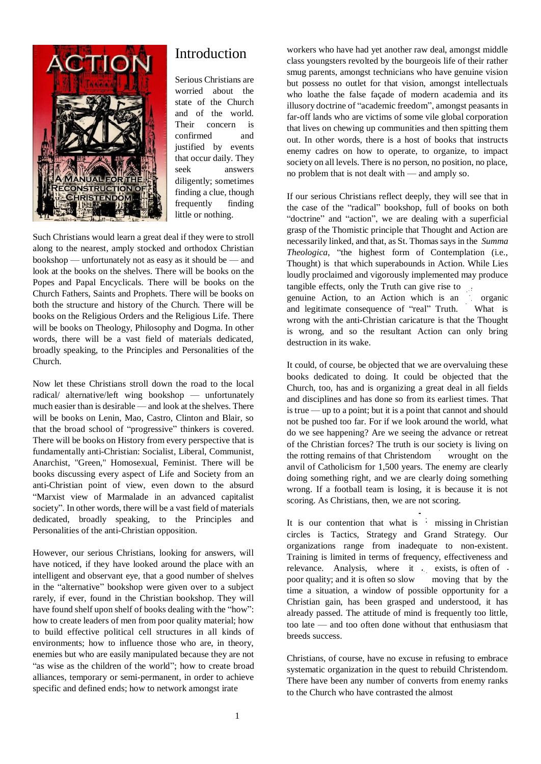# Introduction

Serious Christians are worried about the state of the Church and of the world. Their concern is confirmed and justified by events that occur daily. They seek answers diligently; sometimes finding a clue, though frequently finding little or nothing.

Such Christians would learn a great deal if they were to stroll along to the nearest, amply stocked and orthodox Christian bookshop — unfortunately not as easy as it should be — and look at the books on the shelves. There will be books on the Popes and Papal Encyclicals. There will be books on the Church Fathers, Saints and Prophets. There will be books on both the structure and history of the Church. There will be books on the Religious Orders and the Religious Life. There will be books on Theology, Philosophy and Dogma. In other words, there will be a vast field of materials dedicated, broadly speaking, to the Principles and Personalities of the Church.

Now let these Christians stroll down the road to the local radical/ alternative/left wing bookshop — unfortunately much easier than is desirable — and look at the shelves. There will be books on Lenin, Mao, Castro, Clinton and Blair, so that the broad school of "progressive" thinkers is covered. There will be books on History from every perspective that is fundamentally anti-Christian: Socialist, Liberal, Communist, Anarchist, "Green," Homosexual, Feminist. There will be books discussing every aspect of Life and Society from an anti-Christian point of view, even down to the absurd "Marxist view of Marmalade in an advanced capitalist society". In other words, there will be a vast field of materials dedicated, broadly speaking, to the Principles and Personalities of the anti-Christian opposition.

However, our serious Christians, looking for answers, will have noticed, if they have looked around the place with an intelligent and observant eye, that a good number of shelves in the "alternative" bookshop were given over to a subject rarely, if ever, found in the Christian bookshop. They will have found shelf upon shelf of books dealing with the "how": how to create leaders of men from poor quality material; how to build effective political cell structures in all kinds of environments; how to influence those who are, in theory, enemies but who are easily manipulated because they are not "as wise as the children of the world"; how to create broad alliances, temporary or semi-permanent, in order to achieve specific and defined ends; how to network amongst irate workers who have had yet another raw deal, amongst middle class youngsters revolted by the bourgeois life of their rather smug parents, amongst technicians who have genuine vision but possess no outlet for that vision, amongst intellectuals who loathe the false façade of modern academia and its illusory doctrine of "academic freedom", amongst peasants in far-off lands who are victims of some vile global corporation that lives on chewing up communities and then spitting them out. In other words, there is a host of books that instructs enemy cadres on how to operate, to organize, to impact society on all levels. There is no person, no position, no place, no problem that is not dealt with — and amply so.

If our serious Christians reflect deeply, they will see that in the case of the "radical" bookshop, full of books on both "doctrine" and "action", we are dealing with a superficial grasp of the Thomistic principle that Thought and Action are necessarily linked, and that, as St. Thomas says in the *Summa Theologica*, "the highest form of Contemplation (i.e., Thought) is that which superabounds in Action. While Lies loudly proclaimed and vigorously implemented may produce tangible effects, only the Truth can give rise to genuine Action, to an Action which is an organic and legitimate consequence of "real" Truth. What is wrong with the anti-Christian caricature is that the Thought is wrong, and so the resultant Action can only bring destruction in its wake.

It could, of course, be objected that we are overvaluing these books dedicated to doing. It could be objected that the Church, too, has and is organizing a great deal in all fields and disciplines and has done so from its earliest times. That is true — up to a point; but it is a point that cannot and should not be pushed too far. For if we look around the world, what do we see happening? Are we seeing the advance or retreat of the Christian forces? The truth is our society is living on the rotting remains of that Christendom wrought on the anvil of Catholicism for 1,500 years. The enemy are clearly doing something right, and we are clearly doing something wrong. If a football team is losing, it is because it is not scoring. As Christians, then, we are not scoring.

It is our contention that what is missing in Christian circles is Tactics, Strategy and Grand Strategy. Our organizations range from inadequate to non-existent. Training is limited in terms of frequency, effectiveness and relevance. Analysis, where it exists, is often of poor quality; and it is often so slow moving that by the time a situation, a window of possible opportunity for a Christian gain, has been grasped and understood, it has already passed. The attitude of mind is frequently too little, too late — and too often done without that enthusiasm that breeds success.

Christians, of course, have no excuse in refusing to embrace systematic organization in the quest to rebuild Christendom. There have been any number of converts from enemy ranks to the Church who have contrasted the almost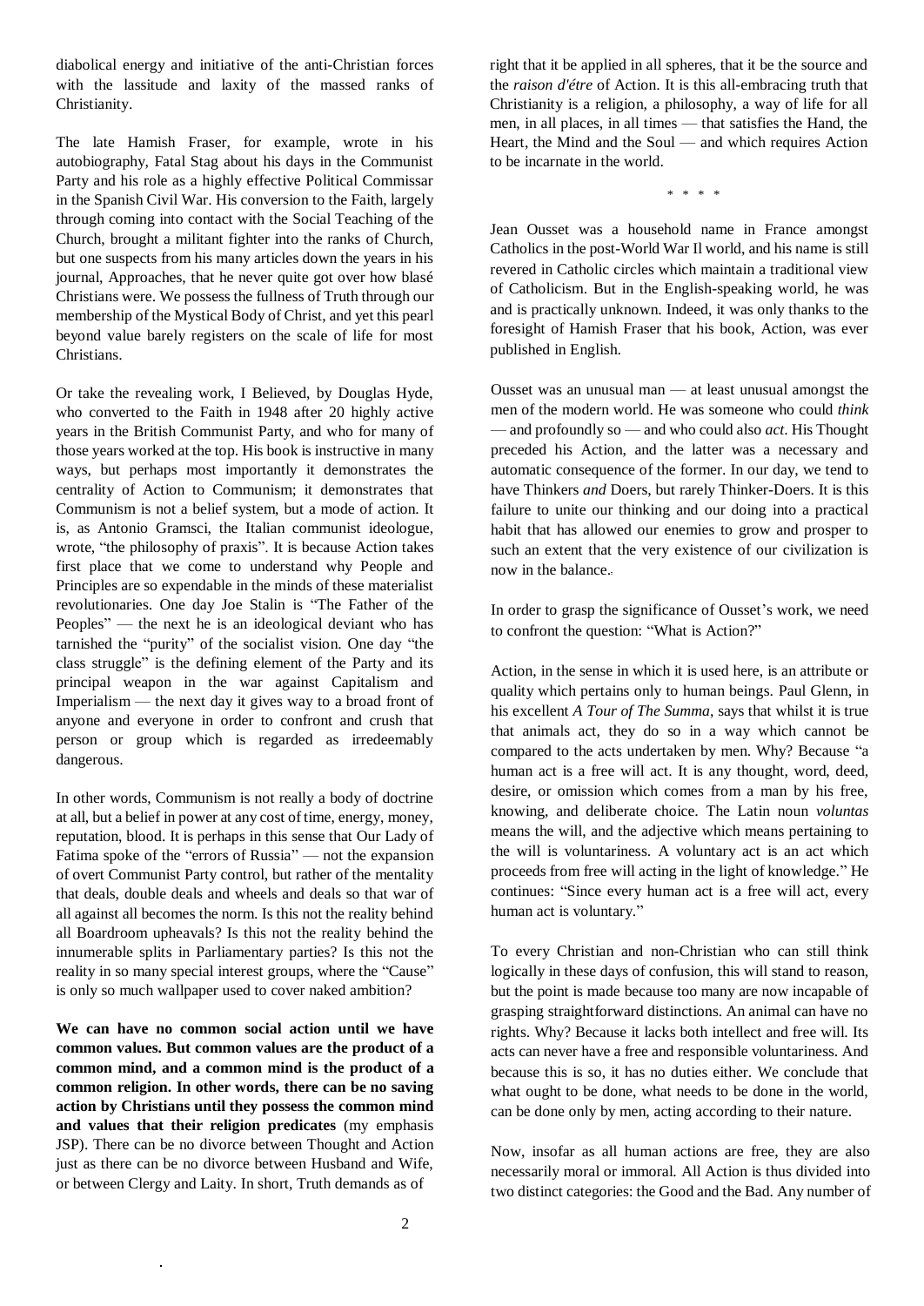diabolical energy and initiative of the anti-Christian forces with the lassitude and laxity of the massed ranks of Christianity.

The late Hamish Fraser, for example, wrote in his autobiography, Fatal Stag about his days in the Communist Party and his role as a highly effective Political Commissar in the Spanish Civil War. His conversion to the Faith, largely through coming into contact with the Social Teaching of the Church, brought a militant fighter into the ranks of Church, but one suspects from his many articles down the years in his journal, Approaches, that he never quite got over how blasé Christians were. We possess the fullness of Truth through our membership of the Mystical Body of Christ, and yet this pearl beyond value barely registers on the scale of life for most Christians.

Or take the revealing work, I Believed, by Douglas Hyde, who converted to the Faith in 1948 after 20 highly active years in the British Communist Party, and who for many of those years worked at the top. His book is instructive in many ways, but perhaps most importantly it demonstrates the centrality of Action to Communism; it demonstrates that Communism is not a belief system, but a mode of action. It is, as Antonio Gramsci, the Italian communist ideologue, wrote, "the philosophy of praxis". It is because Action takes first place that we come to understand why People and Principles are so expendable in the minds of these materialist revolutionaries. One day Joe Stalin is "The Father of the Peoples" — the next he is an ideological deviant who has tarnished the "purity" of the socialist vision. One day "the class struggle" is the defining element of the Party and its principal weapon in the war against Capitalism and Imperialism — the next day it gives way to a broad front of anyone and everyone in order to confront and crush that person or group which is regarded as irredeemably dangerous.

In other words, Communism is not really a body of doctrine at all, but a belief in power at any cost of time, energy, money, reputation, blood. It is perhaps in this sense that Our Lady of Fatima spoke of the "errors of Russia" — not the expansion of overt Communist Party control, but rather of the mentality that deals, double deals and wheels and deals so that war of all against all becomes the norm. Is this not the reality behind all Boardroom upheavals? Is this not the reality behind the innumerable splits in Parliamentary parties? Is this not the reality in so many special interest groups, where the "Cause" is only so much wallpaper used to cover naked ambition?

**We can have no common social action until we have common values. But common values are the product of a common mind, and a common mind is the product of a common religion. In other words, there can be no saving action by Christians until they possess the common mind and values that their religion predicates** (my emphasis JSP). There can be no divorce between Thought and Action just as there can be no divorce between Husband and Wife, or between Clergy and Laity. In short, Truth demands as of right that it be applied in all spheres, that it be the source and the *raison d'étre* of Action. It is this all-embracing truth that Christianity is a religion, a philosophy, a way of life for all men, in all places, in all times — that satisfies the Hand, the Heart, the Mind and the Soul — and which requires Action to be incarnate in the world.

\* \* \* \*

Jean Ousset was a household name in France amongst Catholics in the post-World War II world, and his name is still revered in Catholic circles which maintain a traditional view of Catholicism. But in the English-speaking world, he was and is practically unknown. Indeed, it was only thanks to the foresight of Hamish Fraser that his book, Action, was ever published in English.

Ousset was an unusual man — at least unusual amongst the men of the modern world. He was someone who could *think* — and profoundly so — and who could also *act*. His Thought preceded his Action, and the latter was a necessary and automatic consequence of the former. In our day, we tend to have Thinkers *and* Doers, but rarely Thinker-Doers. It is this failure to unite our thinking and our doing into a practical habit that has allowed our enemies to grow and prosper to such an extent that the very existence of our civilization is now in the balance.

In order to grasp the significance of Ousset's work, we need to confront the question: "What is Action?"

Action, in the sense in which it is used here, is an attribute or quality which pertains only to human beings. Paul Glenn, in his excellent *A Tour of The Summa*, says that whilst it is true that animals act, they do so in a way which cannot be compared to the acts undertaken by men. Why? Because "a human act is a free will act. It is any thought, word, deed, desire, or omission which comes from a man by his free, knowing, and deliberate choice. The Latin noun *voluntas* means the will, and the adjective which means pertaining to the will is voluntariness. A voluntary act is an act which proceeds from free will acting in the light of knowledge." He continues: "Since every human act is a free will act, every human act is voluntary."

To every Christian and non-Christian who can still think logically in these days of confusion, this will stand to reason, but the point is made because too many are now incapable of grasping straightforward distinctions. An animal can have no rights. Why? Because it lacks both intellect and free will. Its acts can never have a free and responsible voluntariness. And because this is so, it has no duties either. We conclude that what ought to be done, what needs to be done in the world, can be done only by men, acting according to their nature.

Now, insofar as all human actions are free, they are also necessarily moral or immoral. All Action is thus divided into two distinct categories: the Good and the Bad. Any number of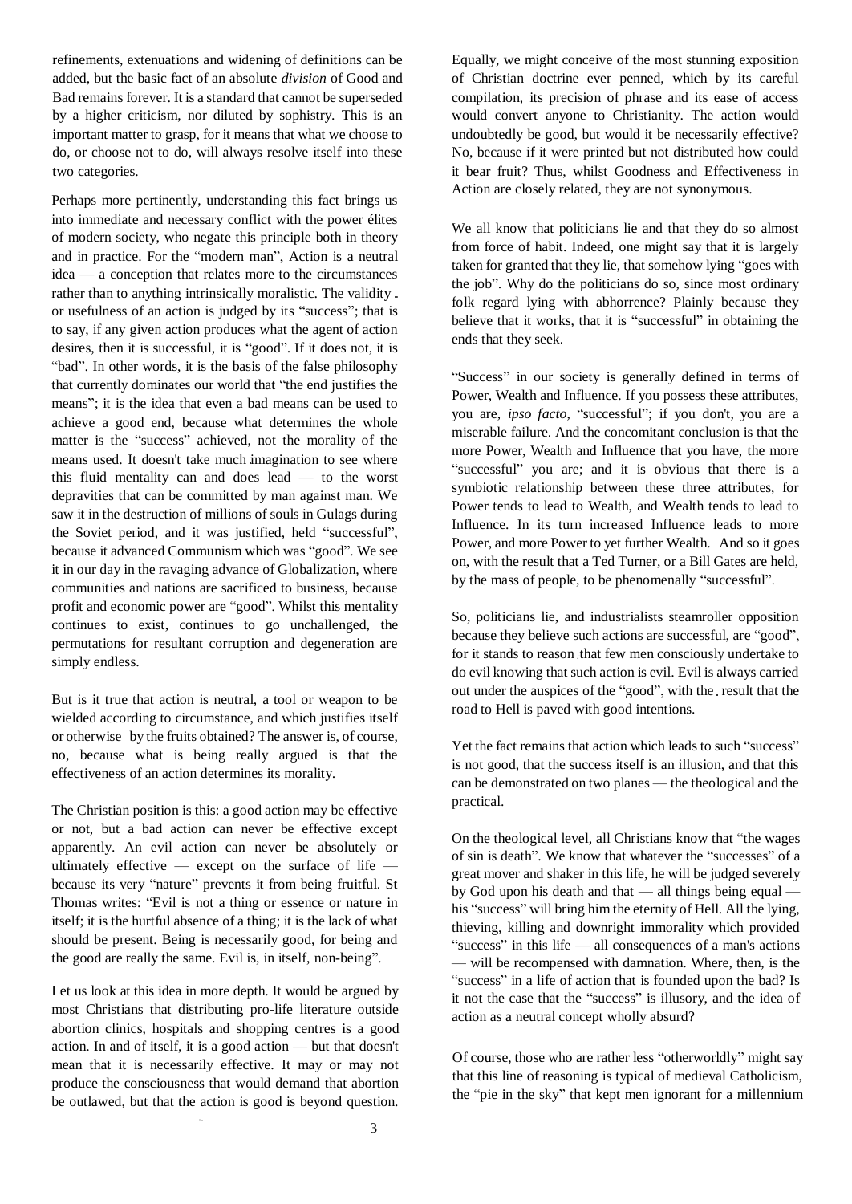refinements, extenuations and widening of definitions can be added, but the basic fact of an absolute *division* of Good and Bad remains forever. It is a standard that cannot be superseded by a higher criticism, nor diluted by sophistry. This is an important matter to grasp, for it means that what we choose to do, or choose not to do, will always resolve itself into these two categories.

Perhaps more pertinently, understanding this fact brings us into immediate and necessary conflict with the power élites of modern society, who negate this principle both in theory and in practice. For the "modern man", Action is a neutral idea — a conception that relates more to the circumstances rather than to anything intrinsically moralistic. The validity or usefulness of an action is judged by its "success"; that is to say, if any given action produces what the agent of action desires, then it is successful, it is "good". If it does not, it is "bad". In other words, it is the basis of the false philosophy that currently dominates our world that "the end justifies the means"; it is the idea that even a bad means can be used to achieve a good end, because what determines the whole matter is the "success" achieved, not the morality of the means used. It doesn't take much imagination to see where this fluid mentality can and does lead — to the worst depravities that can be committed by man against man. We saw it in the destruction of millions of souls in Gulags during the Soviet period, and it was justified, held "successful", because it advanced Communism which was "good". We see it in our day in the ravaging advance of Globalization, where communities and nations are sacrificed to business, because profit and economic power are "good". Whilst this mentality continues to exist, continues to go unchallenged, the permutations for resultant corruption and degeneration are simply endless.

But is it true that action is neutral, a tool or weapon to be wielded according to circumstance, and which justifies itself or otherwise by the fruits obtained? The answer is, of course, no, because what is being really argued is that the effectiveness of an action determines its morality.

The Christian position is this: a good action may be effective or not, but a bad action can never be effective except apparently. An evil action can never be absolutely or ultimately effective — except on the surface of life — because its very "nature" prevents it from being fruitful. St Thomas writes: "Evil is not a thing or essence or nature in itself; it is the hurtful absence of a thing; it is the lack of what should be present. Being is necessarily good, for being and the good are really the same. Evil is, in itself, non-being".

Let us look at this idea in more depth. It would be argued by most Christians that distributing pro-life literature outside abortion clinics, hospitals and shopping centres is a good action. In and of itself, it is a good action — but that doesn't mean that it is necessarily effective. It may or may not produce the consciousness that would demand that abortion be outlawed, but that the action is good is beyond question.

Equally, we might conceive of the most stunning exposition of Christian doctrine ever penned, which by its careful compilation, its precision of phrase and its ease of access would convert anyone to Christianity. The action would undoubtedly be good, but would it be necessarily effective? No, because if it were printed but not distributed how could it bear fruit? Thus, whilst Goodness and Effectiveness in Action are closely related, they are not synonymous.

We all know that politicians lie and that they do so almost from force of habit. Indeed, one might say that it is largely taken for granted that they lie, that somehow lying "goes with the job". Why do the politicians do so, since most ordinary folk regard lying with abhorrence? Plainly because they believe that it works, that it is "successful" in obtaining the ends that they seek.

"Success" in our society is generally defined in terms of Power, Wealth and Influence. If you possess these attributes, you are, *ipso facto*, "successful"; if you don't, you are a miserable failure. And the concomitant conclusion is that the more Power, Wealth and Influence that you have, the more "successful" you are; and it is obvious that there is a symbiotic relationship between these three attributes, for Power tends to lead to Wealth, and Wealth tends to lead to Influence. In its turn increased Influence leads to more Power, and more Power to yet further Wealth. And so it goes on, with the result that a Ted Turner, or a Bill Gates are held, by the mass of people, to be phenomenally "successful".

So, politicians lie, and industrialists steamroller opposition because they believe such actions are successful, are "good", for it stands to reason that few men consciously undertake to do evil knowing that such action is evil. Evil is always carried out under the auspices of the "good", with the result that the road to Hell is paved with good intentions.

Yet the fact remains that action which leads to such "success" is not good, that the success itself is an illusion, and that this can be demonstrated on two planes — the theological and the practical.

On the theological level, all Christians know that "the wages of sin is death". We know that whatever the "successes" of a great mover and shaker in this life, he will be judged severely by God upon his death and that — all things being equal — his "success" will bring him the eternity of Hell. All the lying, thieving, killing and downright immorality which provided "success" in this life — all consequences of a man's actions — will be recompensed with damnation. Where, then, is the "success" in a life of action that is founded upon the bad? Is it not the case that the "success" is illusory, and the idea of action as a neutral concept wholly absurd?

Of course, those who are rather less "otherworldly" might say that this line of reasoning is typical of medieval Catholicism, the "pie in the sky" that kept men ignorant for a millennium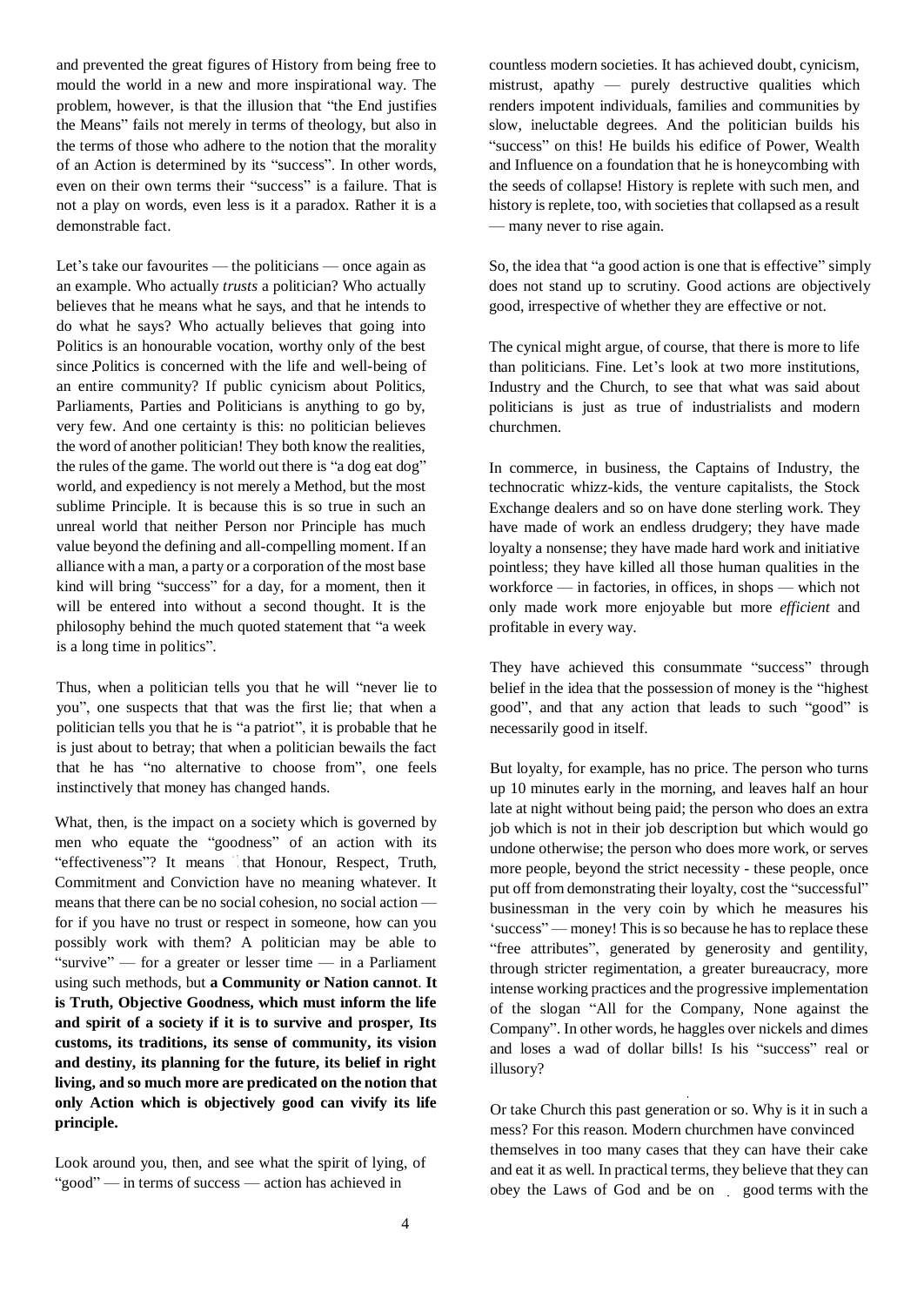and prevented the great figures of History from being free to mould the world in a new and more inspirational way. The problem, however, is that the illusion that "the End justifies the Means" fails not merely in terms of theology, but also in the terms of those who adhere to the notion that the morality of an Action is determined by its "success". In other words, even on their own terms their "success" is a failure. That is not a play on words, even less is it a paradox. Rather it is a demonstrable fact.

Let's take our favourites — the politicians — once again as an example. Who actually *trusts* a politician? Who actually believes that he means what he says, and that he intends to do what he says? Who actually believes that going into Politics is an honourable vocation, worthy only of the best since Politics is concerned with the life and well-being of an entire community? If public cynicism about Politics, Parliaments, Parties and Politicians is anything to go by, very few. And one certainty is this: no politician believes the word of another politician! They both know the realities, the rules of the game. The world out there is "a dog eat dog" world, and expediency is not merely a Method, but the most sublime Principle. It is because this is so true in such an unreal world that neither Person nor Principle has much value beyond the defining and all-compelling moment. If an alliance with a man, a party or a corporation of the most base kind will bring "success" for a day, for a moment, then it will be entered into without a second thought. It is the philosophy behind the much quoted statement that "a week is a long time in politics".

Thus, when a politician tells you that he will "never lie to you", one suspects that that was the first lie; that when a politician tells you that he is "a patriot", it is probable that he is just about to betray; that when a politician bewails the fact that he has "no alternative to choose from", one feels instinctively that money has changed hands.

What, then, is the impact on a society which is governed by men who equate the "goodness" of an action with its "effectiveness"? It means that Honour, Respect, Truth, Commitment and Conviction have no meaning whatever. It means that there can be no social cohesion, no social action — for if you have no trust or respect in someone, how can you possibly work with them? A politician may be able to "survive" — for a greater or lesser time — in a Parliament using such methods, but **a Community or Nation cannot**. **It is Truth, Objective Goodness, which must inform the life and spirit of a society if it is to survive and prosper, Its customs, its traditions, its sense of community, its vision and destiny, its planning for the future, its belief in right living, and so much more are predicated on the notion that only Action which is objectively good can vivify its life principle.**

Look around you, then, and see what the spirit of lying, of "good" — in terms of success — action has achieved in countless modern societies. It has achieved doubt, cynicism, mistrust, apathy — purely destructive qualities which renders impotent individuals, families and communities by slow, ineluctable degrees. And the politician builds his "success" on this! He builds his edifice of Power, Wealth and Influence on a foundation that he is honeycombing with the seeds of collapse! History is replete with such men, and history is replete, too, with societies that collapsed as a result — many never to rise again.

So, the idea that "a good action is one that is effective" simply does not stand up to scrutiny. Good actions are objectively good, irrespective of whether they are effective or not.

The cynical might argue, of course, that there is more to life than politicians. Fine. Let's look at two more institutions, Industry and the Church, to see that what was said about politicians is just as true of industrialists and modern churchmen.

In commerce, in business, the Captains of Industry, the technocratic whizz-kids, the venture capitalists, the Stock Exchange dealers and so on have done sterling work. They have made of work an endless drudgery; they have made loyalty a nonsense; they have made hard work and initiative pointless; they have killed all those human qualities in the workforce — in factories, in offices, in shops — which not only made work more enjoyable but more *efficient* and profitable in every way.

They have achieved this consummate "success" through belief in the idea that the possession of money is the "highest good", and that any action that leads to such "good" is necessarily good in itself.

But loyalty, for example, has no price. The person who turns up 10 minutes early in the morning, and leaves half an hour late at night without being paid; the person who does an extra job which is not in their job description but which would go undone otherwise; the person who does more work, or serves more people, beyond the strict necessity - these people, once put off from demonstrating their loyalty, cost the "successful" businessman in the very coin by which he measures his 'success" — money! This is so because he has to replace these "free attributes", generated by generosity and gentility, through stricter regimentation, a greater bureaucracy, more intense working practices and the progressive implementation of the slogan "All for the Company, None against the Company". In other words, he haggles over nickels and dimes and loses a wad of dollar bills! Is his "success" real or illusory?

Or take Church this past generation or so. Why is it in such a mess? For this reason. Modern churchmen have convinced themselves in too many cases that they can have their cake and eat it as well. In practical terms, they believe that they can obey the Laws of God and be on good terms with the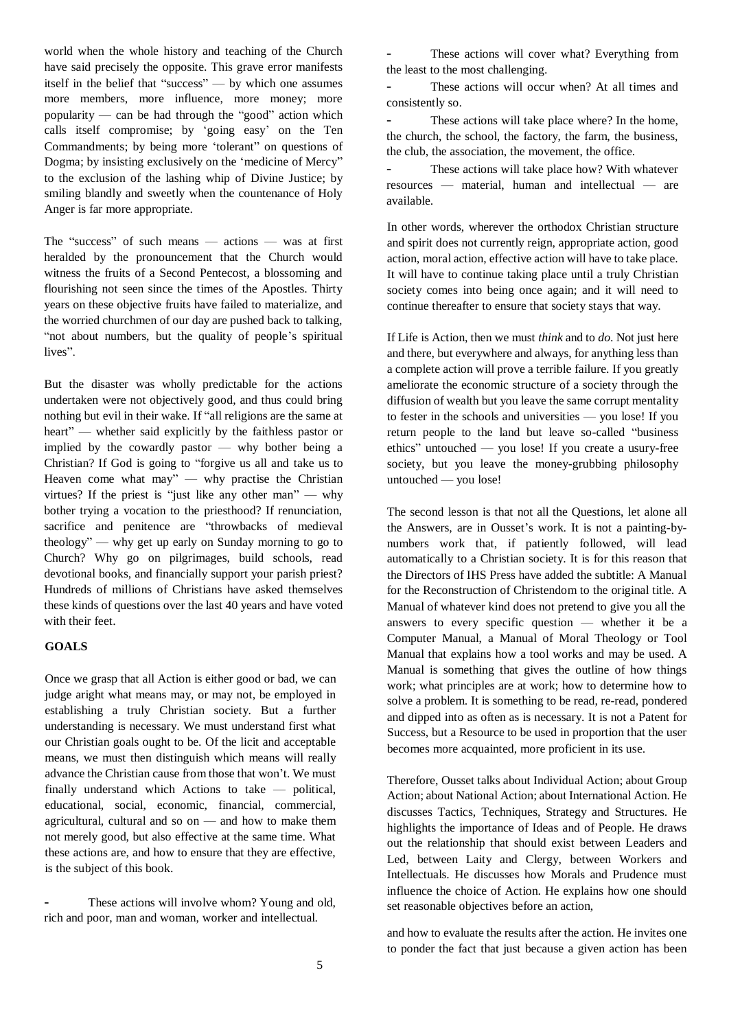world when the whole history and teaching of the Church have said precisely the opposite. This grave error manifests itself in the belief that "success" — by which one assumes more members, more influence, more money; more popularity — can be had through the "good" action which calls itself compromise; by 'going easy' on the Ten Commandments; by being more 'tolerant" on questions of Dogma; by insisting exclusively on the 'medicine of Mercy" to the exclusion of the lashing whip of Divine Justice; by smiling blandly and sweetly when the countenance of Holy Anger is far more appropriate.

The "success" of such means — actions — was at first heralded by the pronouncement that the Church would witness the fruits of a Second Pentecost, a blossoming and flourishing not seen since the times of the Apostles. Thirty years on these objective fruits have failed to materialize, and the worried churchmen of our day are pushed back to talking, "not about numbers, but the quality of people's spiritual lives".

But the disaster was wholly predictable for the actions undertaken were not objectively good, and thus could bring nothing but evil in their wake. If "all religions are the same at heart" — whether said explicitly by the faithless pastor or implied by the cowardly pastor — why bother being a Christian? If God is going to "forgive us all and take us to Heaven come what may" — why practise the Christian virtues? If the priest is "just like any other man" — why bother trying a vocation to the priesthood? If renunciation, sacrifice and penitence are "throwbacks of medieval theology" — why get up early on Sunday morning to go to Church? Why go on pilgrimages, build schools, read devotional books, and financially support your parish priest? Hundreds of millions of Christians have asked themselves these kinds of questions over the last 40 years and have voted with their feet.

## GOALS

Once we grasp that all Action is either good or bad, we can judge aright what means may, or may not, be employed in establishing a truly Christian society. But a further understanding is necessary. We must understand first what our Christian goals ought to be. Of the licit and acceptable means, we must then distinguish which means will really advance the Christian cause from those that won't. We must finally understand which Actions to take — political, educational, social, economic, financial, commercial, agricultural, cultural and so on — and how to make them not merely good, but also effective at the same time. What these actions are, and how to ensure that they are effective, is the subject of this book.

- These actions will involve whom? Young and old, rich and poor, man and woman, worker and intellectual.
- These actions will cover what? Everything from the least to the most challenging.
- These actions will occur when? At all times and consistently so.
- These actions will take place where? In the home, the church, the school, the factory, the farm, the business, the club, the association, the movement, the office.
- These actions will take place how? With whatever resources — material, human and intellectual — are available.

In other words, wherever the orthodox Christian structure and spirit does not currently reign, appropriate action, good action, moral action, effective action will have to take place. It will have to continue taking place until a truly Christian society comes into being once again; and it will need to continue thereafter to ensure that society stays that way.

If Life is Action, then we must *think* and to *do*. Not just here and there, but everywhere and always, for anything less than a complete action will prove a terrible failure. If you greatly ameliorate the economic structure of a society through the diffusion of wealth but you leave the same corrupt mentality to fester in the schools and universities — you lose! If you return people to the land but leave so-called "business ethics" untouched — you lose! If you create a usury-free society, but you leave the money-grubbing philosophy untouched — you lose!

The second lesson is that not all the Questions, let alone all the Answers, are in Ousset's work. It is not a painting-by-numbers work that, if patiently followed, will lead automatically to a Christian society. It is for this reason that the Directors of IHS Press have added the subtitle: A Manual for the Reconstruction of Christendom to the original title. A Manual of whatever kind does not pretend to give you all the answers to every specific question — whether it be a Computer Manual, a Manual of Moral Theology or Tool Manual that explains how a tool works and may be used. A Manual is something that gives the outline of how things work; what principles are at work; how to determine how to solve a problem. It is something to be read, re-read, pondered and dipped into as often as is necessary. It is not a Patent for Success, but a Resource to be used in proportion that the user becomes more acquainted, more proficient in its use.

Therefore, Ousset talks about Individual Action; about Group Action; about National Action; about International Action. He discusses Tactics, Techniques, Strategy and Structures. He highlights the importance of Ideas and of People. He draws out the relationship that should exist between Leaders and Led, between Laity and Clergy, between Workers and Intellectuals. He discusses how Morals and Prudence must influence the choice of Action. He explains how one should set reasonable objectives before an action,

and how to evaluate the results after the action. He invites one to ponder the fact that just because a given action has been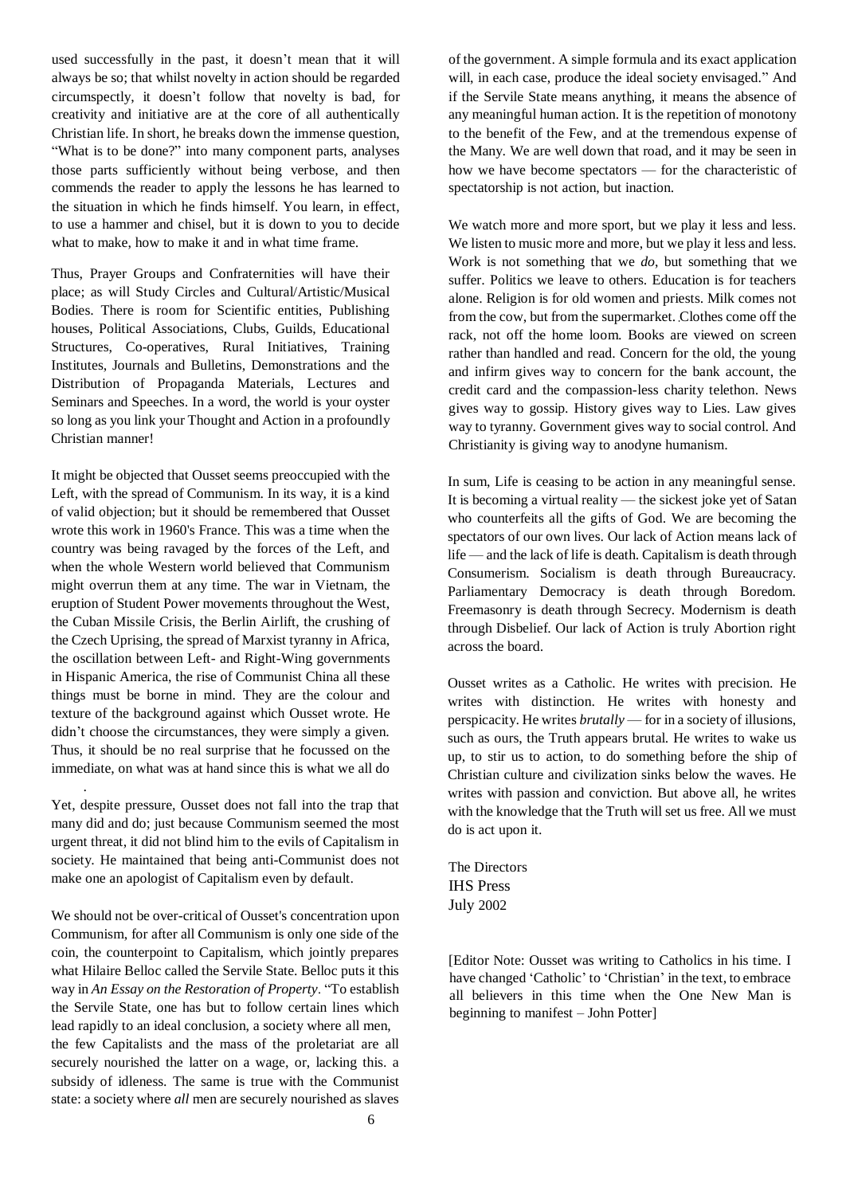used successfully in the past, it doesn't mean that it will always be so; that whilst novelty in action should be regarded circumspectly, it doesn't follow that novelty is bad, for creativity and initiative are at the core of all authentically Christian life. In short, he breaks down the immense question, "What is to be done?" into many component parts, analyses those parts sufficiently without being verbose, and then commends the reader to apply the lessons he has learned to the situation in which he finds himself. You learn, in effect, to use a hammer and chisel, but it is down to you to decide what to make, how to make it and in what time frame.

Thus, Prayer Groups and Confraternities will have their place; as will Study Circles and Cultural/Artistic/Musical Bodies. There is room for Scientific entities, Publishing houses, Political Associations, Clubs, Guilds, Educational Structures, Co-operatives, Rural Initiatives, Training Institutes, Journals and Bulletins, Demonstrations and the Distribution of Propaganda Materials, Lectures and Seminars and Speeches. In a word, the world is your oyster so long as you link your Thought and Action in a profoundly Christian manner!

It might be objected that Ousset seems preoccupied with the Left, with the spread of Communism. In its way, it is a kind of valid objection; but it should be remembered that Ousset wrote this work in 1960's France. This was a time when the country was being ravaged by the forces of the Left, and when the whole Western world believed that Communism might overrun them at any time. The war in Vietnam, the eruption of Student Power movements throughout the West, the Cuban Missile Crisis, the Berlin Airlift, the crushing of the Czech Uprising, the spread of Marxist tyranny in Africa, the oscillation between Left- and Right-Wing governments in Hispanic America, the rise of Communist China all these things must be borne in mind. They are the colour and texture of the background against which Ousset wrote. He didn't choose the circumstances, they were simply a given. Thus, it should be no real surprise that he focussed on the immediate, on what was at hand since this is what we all do.

Yet, despite pressure, Ousset does not fall into the trap that many did and do; just because Communism seemed the most urgent threat, it did not blind him to the evils of Capitalism in society. He maintained that being anti-Communist does not make one an apologist of Capitalism even by default.

We should not be over-critical of Ousset's concentration upon Communism, for after all Communism is only one side of the coin, the counterpoint to Capitalism, which jointly prepares what Hilaire Belloc called the Servile State. Belloc puts it this way in *An Essay on the Restoration of Property*. "To establish the Servile State, one has but to follow certain lines which lead rapidly to an ideal conclusion, a society where all men, the few Capitalists and the mass of the proletariat are all securely nourished the latter on a wage, or, lacking this. a subsidy of idleness. The same is true with the Communist state: a society where *all* men are securely nourished as slaves of the government. A simple formula and its exact application will, in each case, produce the ideal society envisaged." And if the Servile State means anything, it means the absence of any meaningful human action. It is the repetition of monotony to the benefit of the Few, and at the tremendous expense of the Many. We are well down that road, and it may be seen in how we have become spectators — for the characteristic of spectatorship is not action, but inaction.

We watch more and more sport, but we play it less and less. We listen to music more and more, but we play it less and less. Work is not something that we *do*, but something that we suffer. Politics we leave to others. Education is for teachers alone. Religion is for old women and priests. Milk comes not from the cow, but from the supermarket. Clothes come off the rack, not off the home loom. Books are viewed on screen rather than handled and read. Concern for the old, the young and infirm gives way to concern for the bank account, the credit card and the compassion-less charity telethon. News gives way to gossip. History gives way to Lies. Law gives way to tyranny. Government gives way to social control. And Christianity is giving way to anodyne humanism.

In sum, Life is ceasing to be action in any meaningful sense. It is becoming a virtual reality — the sickest joke yet of Satan who counterfeits all the gifts of God. We are becoming the spectators of our own lives. Our lack of Action means lack of life — and the lack of life is death. Capitalism is death through Consumerism. Socialism is death through Bureaucracy. Parliamentary Democracy is death through Boredom. Freemasonry is death through Secrecy. Modernism is death through Disbelief. Our lack of Action is truly Abortion right across the board.

Ousset writes as a Catholic. He writes with precision. He writes with distinction. He writes with honesty and perspicacity. He writes *brutally* — for in a society of illusions, such as ours, the Truth appears brutal. He writes to wake us up, to stir us to action, to do something before the ship of Christian culture and civilization sinks below the waves. He writes with passion and conviction. But above all, he writes with the knowledge that the Truth will set us free. All we must do is act upon it.

The Directors
IHS Press
July 2002

[Editor Note: Ousset was writing to Catholics in his time. I have changed 'Catholic' to 'Christian' in the text, to embrace all believers in this time when the One New Man is beginning to manifest – John Potter]